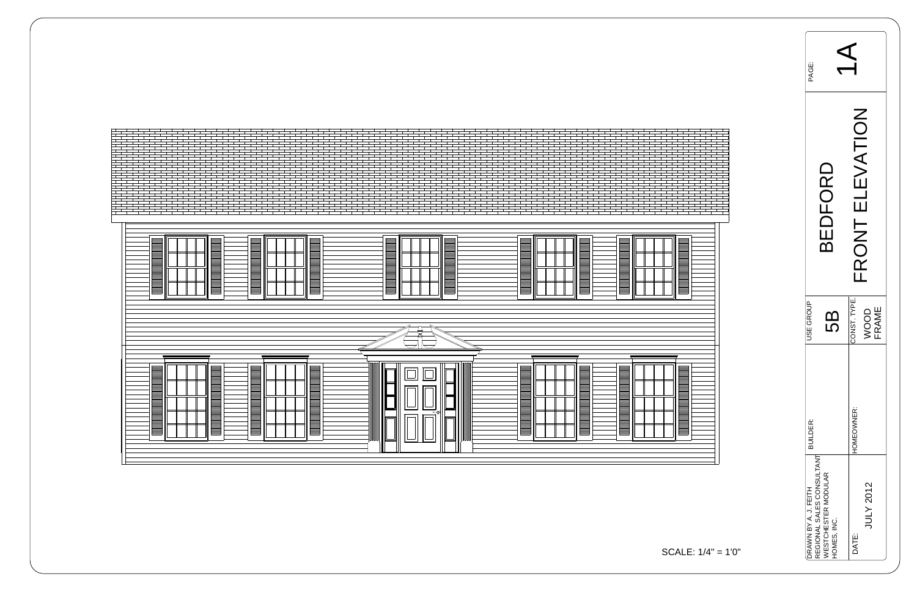SCALE: 1/4" = 1'0"

| | |
|---|---|
| PAGE: | 1A |
| BEDFORD FRONT ELEVATION | |
| USE GROUP | 5B |
| CONST. TYPE: | WOOD FRAME |
| BUILDER: | |
| HOMEOWNER: | |
| DRAWN BY A. J. FEITH REGIONAL SALES CONSULTANT WESTCHESTER MODULAR HOMES, INC. | |
| DATE: | JULY 2012 |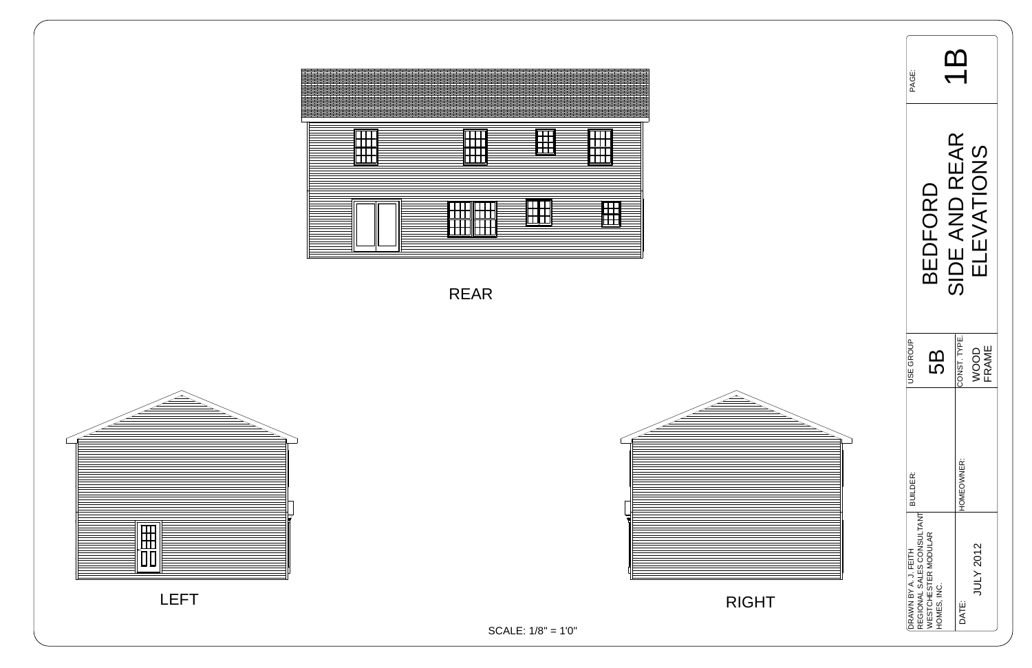REAR

LEFT

RIGHT

SCALE: 1/8" = 1'0"

| | |
|---|---|
| PAGE: | 1B |
| BEDFORD SIDE AND REAR ELEVATIONS | |
| USE GROUP | 5B |
| CONST. TYPE: | WOOD FRAME |
| BUILDER: | |
| HOMEOWNER: | |
| DRAWN BY A. J. FEITH REGIONAL SALES CONSULTANT WESTCHESTER MODULAR HOMES, INC. | |
| DATE: | JULY 2012 |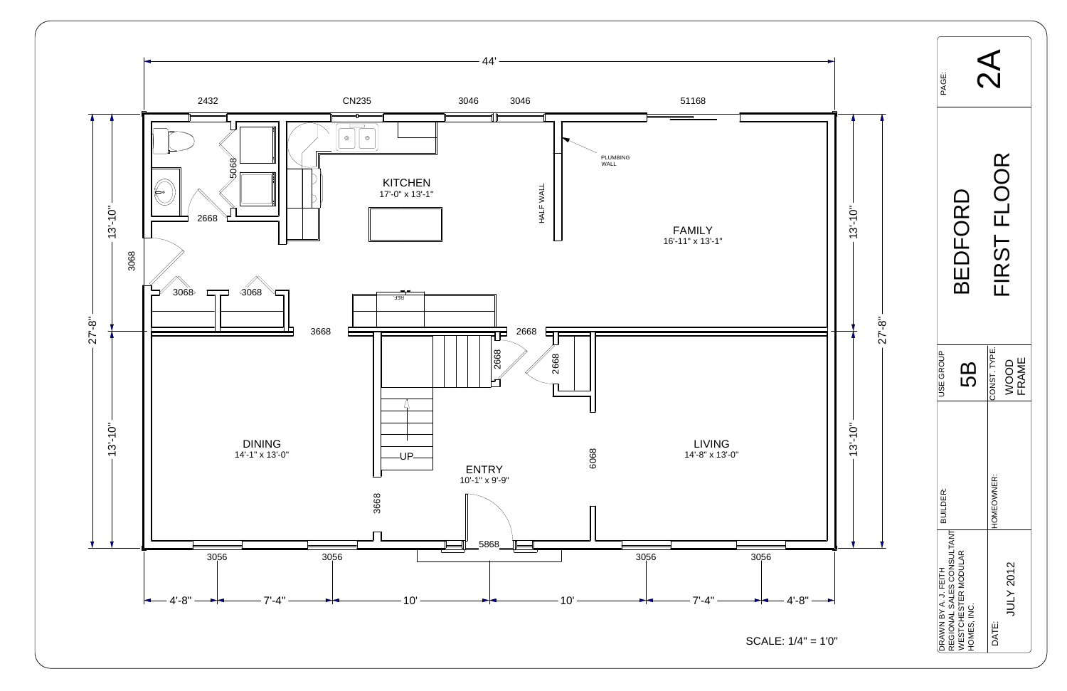# BEDFORD FIRST FLOOR

PAGE: 2A

| USE GROUP | CONST. TYPE. |
| --- | --- |
| 5B | WOOD FRAME |

BUILDER:

HOMEOWNER:

DRAWN BY A. J. FEITH
REGIONAL SALES CONSULTANT
WESTCHESTER MODULAR
HOMES, INC.

DATE: JULY 2012

SCALE: 1/4" = 1'0"

Overall dimensions: 44' x 27'-8" (13'-10" + 13'-10")

Front dimensions: 4'-8" | 7'-4" | 10' | 10' | 7'-4" | 4'-8"

## Rooms

- KITCHEN 17'-0" x 13'-1"
- FAMILY 16'-11" x 13'-1"
- DINING 14'-1" x 13'-0"
- LIVING 14'-8" x 13'-0"
- ENTRY 10'-1" x 9'-9"

## Labels

- HALF WALL
- PLUMBING WALL
- REF.
- UP

## Window / Door Callouts

- Rear: 2432, CN235, 3046, 3046, 51168
- Front: 3056, 3056, 5868, 3056, 3056
- Interior: 5068, 2668, 3068, 3068, 3068, 3668, 2668, 2668, 2668, 3668, 6068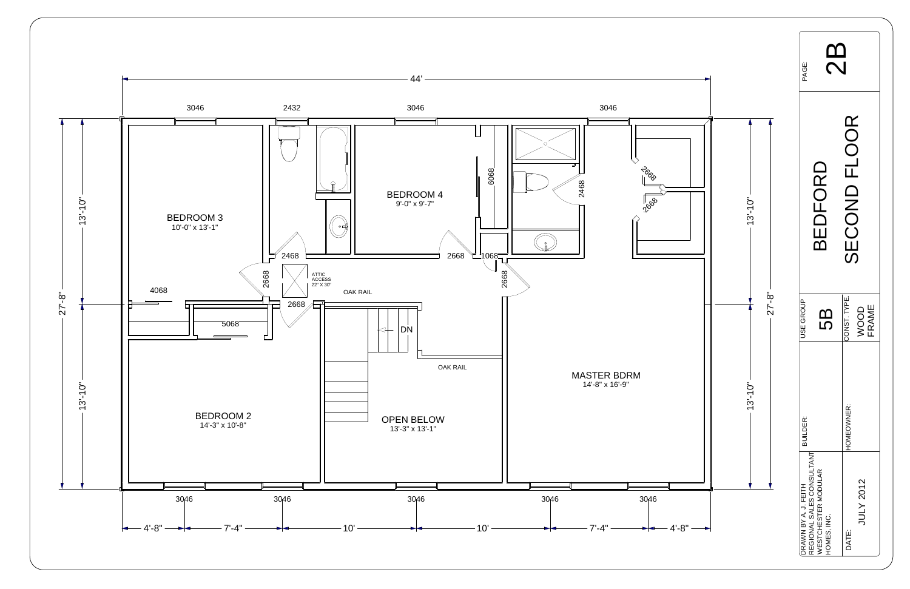# BEDFORD SECOND FLOOR

PAGE: 2B

44'

3046 | 2432 | 3046 | 3046

BEDROOM 3
10'-0" x 13'-1"

BEDROOM 4
9'-0" x 9'-7"

6068

2468

2668

2668

2468

2668

1068

2668

2668

ATTIC ACCESS 22" X 30"

OAK RAIL

4068

5068

2668

DN

OAK RAIL

MASTER BDRM
14'-8" x 16'-9"

BEDROOM 2
14'-3" x 10'-8"

OPEN BELOW
13'-3" x 13'-1"

27'-8" | 13'-10" | 13'-10"

3046 | 3046 | 3046 | 3046 | 3046

4'-8" | 7'-4" | 10' | 10' | 7'-4" | 4'-8"

USE GROUP: 5B

CONST. TYPE: WOOD FRAME

BUILDER:

HOMEOWNER:

DRAWN BY A. J. FEITH
REGIONAL SALES CONSULTANT
WESTCHESTER MODULAR HOMES, INC.

DATE: JULY 2012